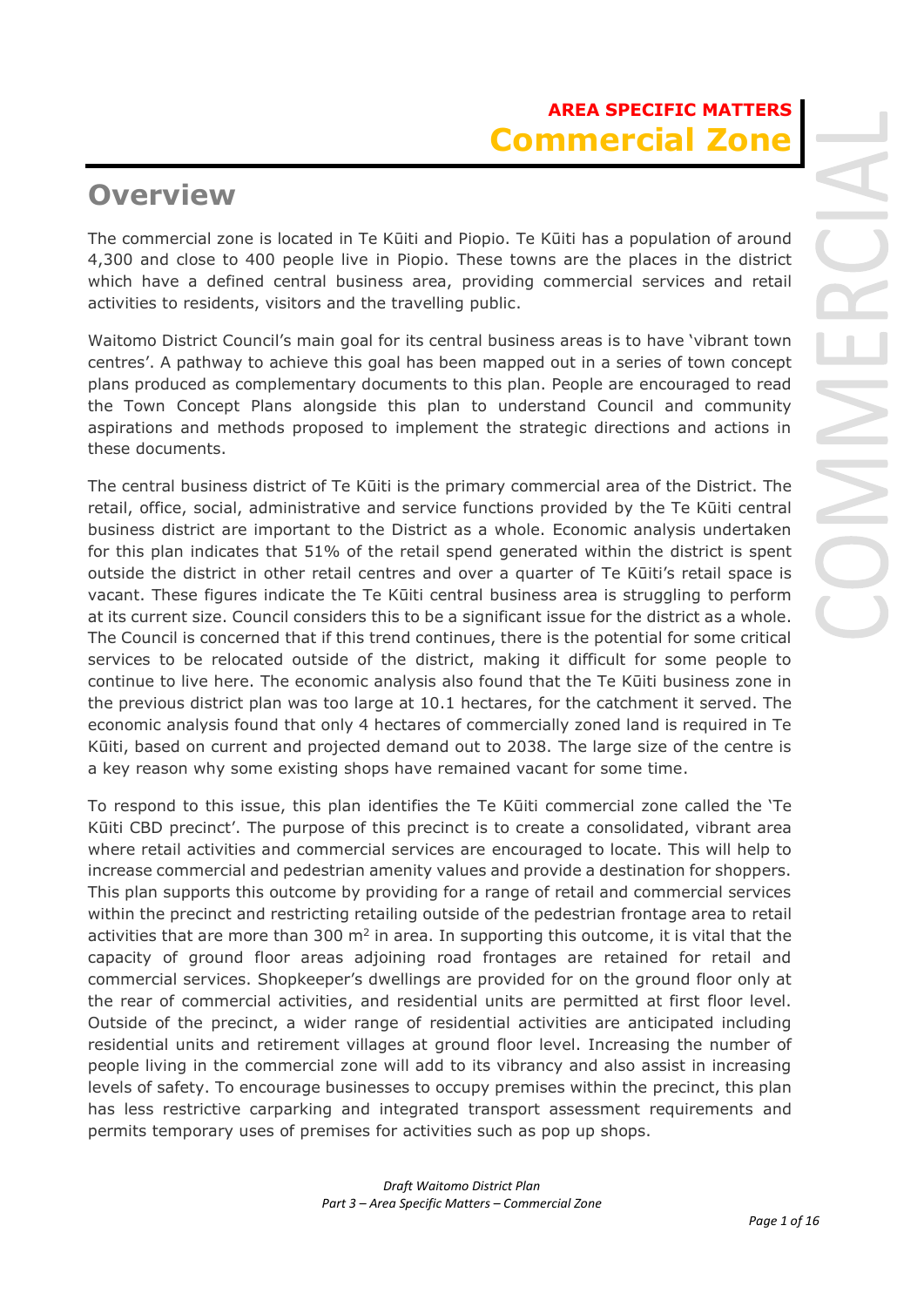**AREA SPECIFIC MATTERS**

# Commercial Zone

## Overview

The commercial zone is located in Te Kūiti and Piopio. Te Kūiti has a population of around 4,300 and close to 400 people live in Piopio. These towns are the places in the district which have a defined central business area, providing commercial services and retail activities to residents, visitors and the travelling public.

Waitomo District Council's main goal for its central business areas is to have 'vibrant town centres'. A pathway to achieve this goal has been mapped out in a series of town concept plans produced as complementary documents to this plan. People are encouraged to read the Town Concept Plans alongside this plan to understand Council and community aspirations and methods proposed to implement the strategic directions and actions in these documents.

The central business district of Te Kūiti is the primary commercial area of the District. The retail, office, social, administrative and service functions provided by the Te Kūiti central business district are important to the District as a whole. Economic analysis undertaken for this plan indicates that 51% of the retail spend generated within the district is spent outside the district in other retail centres and over a quarter of Te Kūiti's retail space is vacant. These figures indicate the Te Kūiti central business area is struggling to perform at its current size. Council considers this to be a significant issue for the district as a whole. The Council is concerned that if this trend continues, there is the potential for some critical services to be relocated outside of the district, making it difficult for some people to continue to live here. The economic analysis also found that the Te Kūiti business zone in the previous district plan was too large at 10.1 hectares, for the catchment it served. The economic analysis found that only 4 hectares of commercially zoned land is required in Te Kūiti, based on current and projected demand out to 2038. The large size of the centre is a key reason why some existing shops have remained vacant for some time.

To respond to this issue, this plan identifies the Te Kūiti commercial zone called the 'Te Kūiti CBD precinct'. The purpose of this precinct is to create a consolidated, vibrant area where retail activities and commercial services are encouraged to locate. This will help to increase commercial and pedestrian amenity values and provide a destination for shoppers. This plan supports this outcome by providing for a range of retail and commercial services within the precinct and restricting retailing outside of the pedestrian frontage area to retail activities that are more than 300 m$^2$ in area. In supporting this outcome, it is vital that the capacity of ground floor areas adjoining road frontages are retained for retail and commercial services. Shopkeeper's dwellings are provided for on the ground floor only at the rear of commercial activities, and residential units are permitted at first floor level. Outside of the precinct, a wider range of residential activities are anticipated including residential units and retirement villages at ground floor level. Increasing the number of people living in the commercial zone will add to its vibrancy and also assist in increasing levels of safety. To encourage businesses to occupy premises within the precinct, this plan has less restrictive carparking and integrated transport assessment requirements and permits temporary uses of premises for activities such as pop up shops.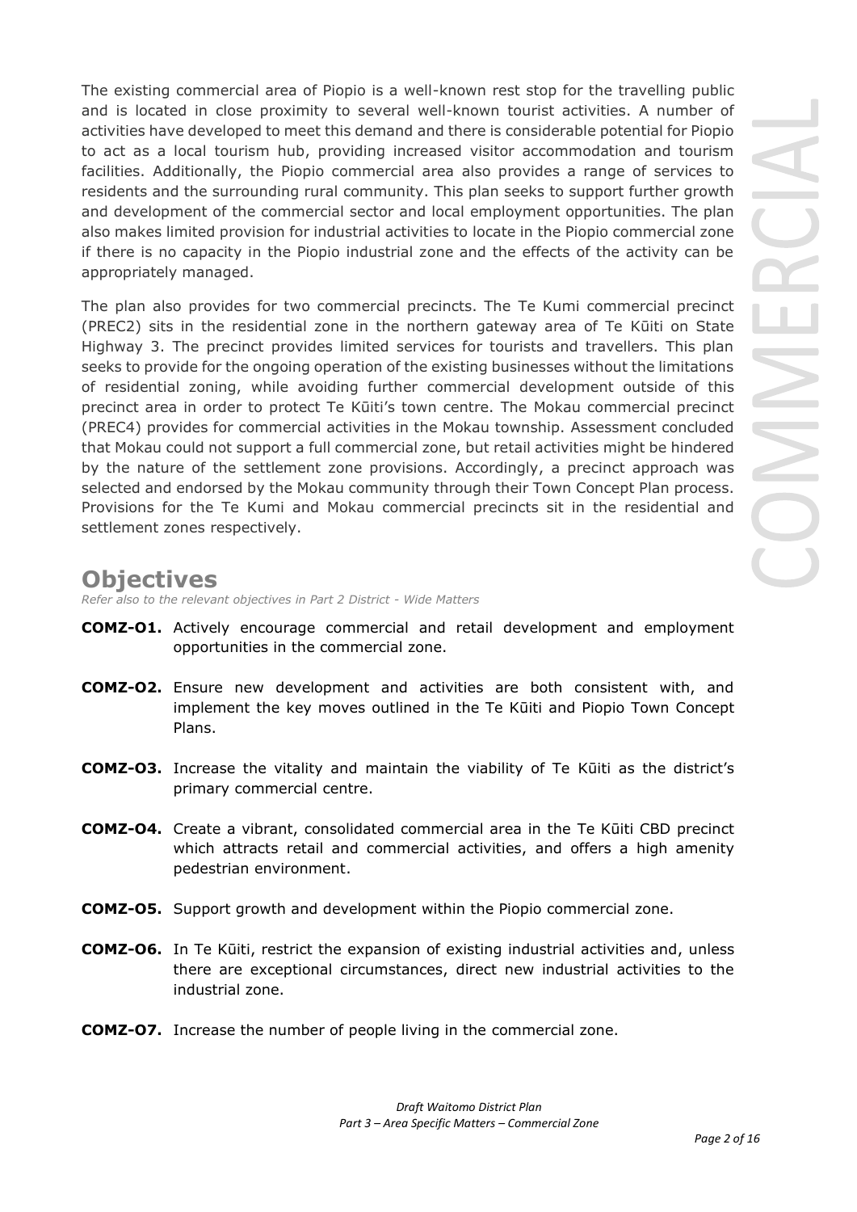The existing commercial area of Piopio is a well-known rest stop for the travelling public and is located in close proximity to several well-known tourist activities. A number of activities have developed to meet this demand and there is considerable potential for Piopio to act as a local tourism hub, providing increased visitor accommodation and tourism facilities. Additionally, the Piopio commercial area also provides a range of services to residents and the surrounding rural community. This plan seeks to support further growth and development of the commercial sector and local employment opportunities. The plan also makes limited provision for industrial activities to locate in the Piopio commercial zone if there is no capacity in the Piopio industrial zone and the effects of the activity can be appropriately managed.

The plan also provides for two commercial precincts. The Te Kumi commercial precinct (PREC2) sits in the residential zone in the northern gateway area of Te Kūiti on State Highway 3. The precinct provides limited services for tourists and travellers. This plan seeks to provide for the ongoing operation of the existing businesses without the limitations of residential zoning, while avoiding further commercial development outside of this precinct area in order to protect Te Kūiti's town centre. The Mokau commercial precinct (PREC4) provides for commercial activities in the Mokau township. Assessment concluded that Mokau could not support a full commercial zone, but retail activities might be hindered by the nature of the settlement zone provisions. Accordingly, a precinct approach was selected and endorsed by the Mokau community through their Town Concept Plan process. Provisions for the Te Kumi and Mokau commercial precincts sit in the residential and settlement zones respectively.

## Objectives

*Refer also to the relevant objectives in Part 2 District - Wide Matters*

**COMZ-O1.** Actively encourage commercial and retail development and employment opportunities in the commercial zone.

**COMZ-O2.** Ensure new development and activities are both consistent with, and implement the key moves outlined in the Te Kūiti and Piopio Town Concept Plans.

**COMZ-O3.** Increase the vitality and maintain the viability of Te Kūiti as the district's primary commercial centre.

**COMZ-O4.** Create a vibrant, consolidated commercial area in the Te Kūiti CBD precinct which attracts retail and commercial activities, and offers a high amenity pedestrian environment.

**COMZ-O5.** Support growth and development within the Piopio commercial zone.

**COMZ-O6.** In Te Kūiti, restrict the expansion of existing industrial activities and, unless there are exceptional circumstances, direct new industrial activities to the industrial zone.

**COMZ-O7.** Increase the number of people living in the commercial zone.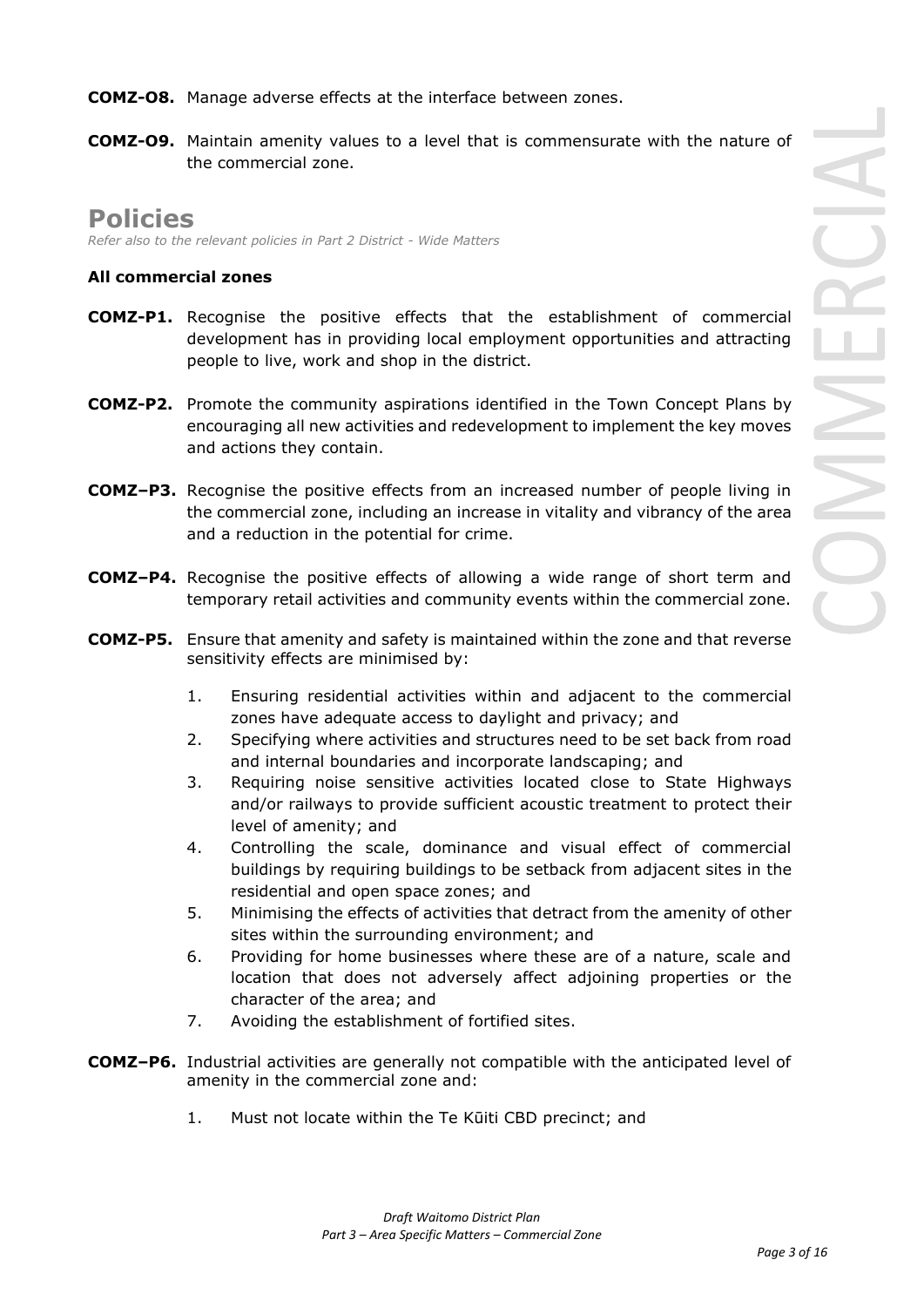**COMZ-O8.** Manage adverse effects at the interface between zones.

**COMZ-O9.** Maintain amenity values to a level that is commensurate with the nature of the commercial zone.

## Policies

*Refer also to the relevant policies in Part 2 District - Wide Matters*

#### All commercial zones

**COMZ-P1.** Recognise the positive effects that the establishment of commercial development has in providing local employment opportunities and attracting people to live, work and shop in the district.

**COMZ-P2.** Promote the community aspirations identified in the Town Concept Plans by encouraging all new activities and redevelopment to implement the key moves and actions they contain.

**COMZ–P3.** Recognise the positive effects from an increased number of people living in the commercial zone, including an increase in vitality and vibrancy of the area and a reduction in the potential for crime.

**COMZ–P4.** Recognise the positive effects of allowing a wide range of short term and temporary retail activities and community events within the commercial zone.

**COMZ-P5.** Ensure that amenity and safety is maintained within the zone and that reverse sensitivity effects are minimised by:

1. Ensuring residential activities within and adjacent to the commercial zones have adequate access to daylight and privacy; and
2. Specifying where activities and structures need to be set back from road and internal boundaries and incorporate landscaping; and
3. Requiring noise sensitive activities located close to State Highways and/or railways to provide sufficient acoustic treatment to protect their level of amenity; and
4. Controlling the scale, dominance and visual effect of commercial buildings by requiring buildings to be setback from adjacent sites in the residential and open space zones; and
5. Minimising the effects of activities that detract from the amenity of other sites within the surrounding environment; and
6. Providing for home businesses where these are of a nature, scale and location that does not adversely affect adjoining properties or the character of the area; and
7. Avoiding the establishment of fortified sites.

**COMZ–P6.** Industrial activities are generally not compatible with the anticipated level of amenity in the commercial zone and:

1. Must not locate within the Te Kūiti CBD precinct; and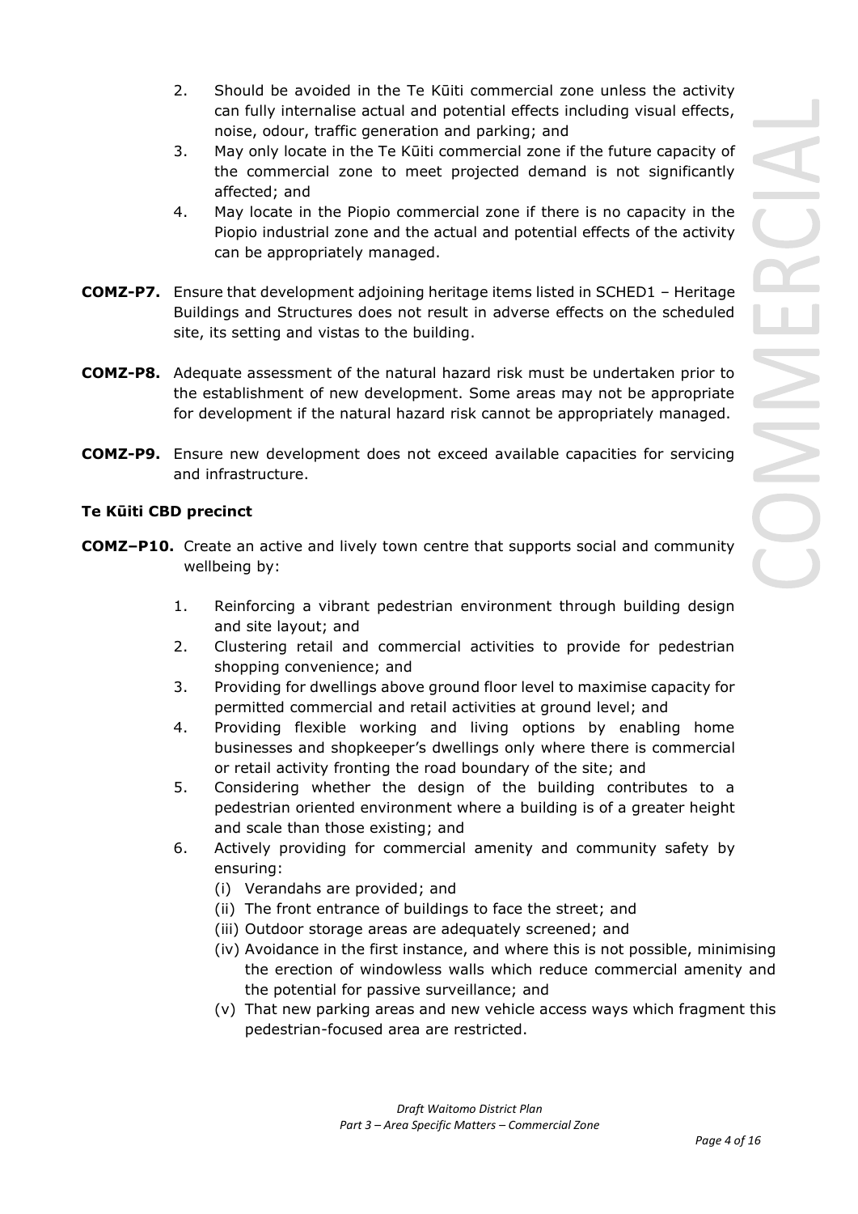2. Should be avoided in the Te Kūiti commercial zone unless the activity can fully internalise actual and potential effects including visual effects, noise, odour, traffic generation and parking; and
3. May only locate in the Te Kūiti commercial zone if the future capacity of the commercial zone to meet projected demand is not significantly affected; and
4. May locate in the Piopio commercial zone if there is no capacity in the Piopio industrial zone and the actual and potential effects of the activity can be appropriately managed.

**COMZ-P7.** Ensure that development adjoining heritage items listed in SCHED1 – Heritage Buildings and Structures does not result in adverse effects on the scheduled site, its setting and vistas to the building.

**COMZ-P8.** Adequate assessment of the natural hazard risk must be undertaken prior to the establishment of new development. Some areas may not be appropriate for development if the natural hazard risk cannot be appropriately managed.

**COMZ-P9.** Ensure new development does not exceed available capacities for servicing and infrastructure.

**Te Kūiti CBD precinct**

**COMZ–P10.** Create an active and lively town centre that supports social and community wellbeing by:

1. Reinforcing a vibrant pedestrian environment through building design and site layout; and
2. Clustering retail and commercial activities to provide for pedestrian shopping convenience; and
3. Providing for dwellings above ground floor level to maximise capacity for permitted commercial and retail activities at ground level; and
4. Providing flexible working and living options by enabling home businesses and shopkeeper's dwellings only where there is commercial or retail activity fronting the road boundary of the site; and
5. Considering whether the design of the building contributes to a pedestrian oriented environment where a building is of a greater height and scale than those existing; and
6. Actively providing for commercial amenity and community safety by ensuring:
   (i) Verandahs are provided; and
   (ii) The front entrance of buildings to face the street; and
   (iii) Outdoor storage areas are adequately screened; and
   (iv) Avoidance in the first instance, and where this is not possible, minimising the erection of windowless walls which reduce commercial amenity and the potential for passive surveillance; and
   (v) That new parking areas and new vehicle access ways which fragment this pedestrian-focused area are restricted.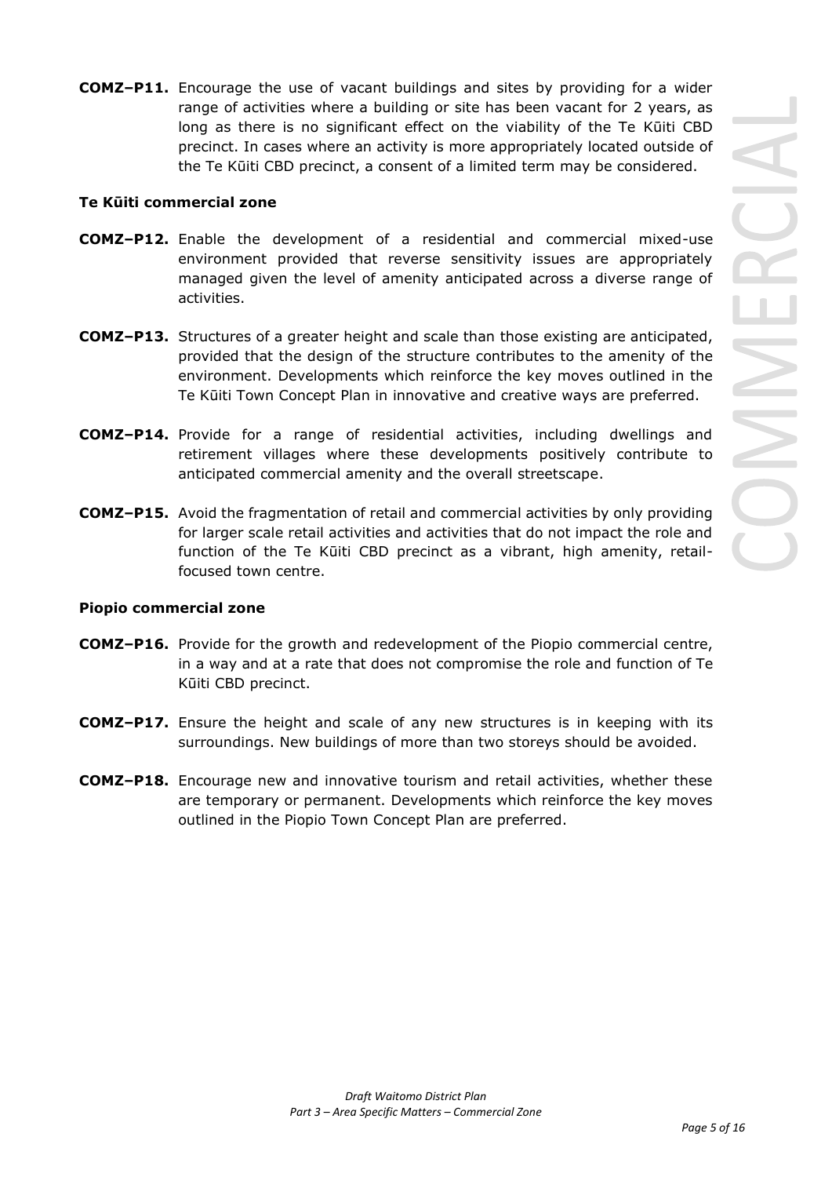**COMZ–P11.** Encourage the use of vacant buildings and sites by providing for a wider range of activities where a building or site has been vacant for 2 years, as long as there is no significant effect on the viability of the Te Kūiti CBD precinct. In cases where an activity is more appropriately located outside of the Te Kūiti CBD precinct, a consent of a limited term may be considered.

### Te Kūiti commercial zone

**COMZ–P12.** Enable the development of a residential and commercial mixed-use environment provided that reverse sensitivity issues are appropriately managed given the level of amenity anticipated across a diverse range of activities.

**COMZ–P13.** Structures of a greater height and scale than those existing are anticipated, provided that the design of the structure contributes to the amenity of the environment. Developments which reinforce the key moves outlined in the Te Kūiti Town Concept Plan in innovative and creative ways are preferred.

**COMZ–P14.** Provide for a range of residential activities, including dwellings and retirement villages where these developments positively contribute to anticipated commercial amenity and the overall streetscape.

**COMZ–P15.** Avoid the fragmentation of retail and commercial activities by only providing for larger scale retail activities and activities that do not impact the role and function of the Te Kūiti CBD precinct as a vibrant, high amenity, retail-focused town centre.

### Piopio commercial zone

**COMZ–P16.** Provide for the growth and redevelopment of the Piopio commercial centre, in a way and at a rate that does not compromise the role and function of Te Kūiti CBD precinct.

**COMZ–P17.** Ensure the height and scale of any new structures is in keeping with its surroundings. New buildings of more than two storeys should be avoided.

**COMZ–P18.** Encourage new and innovative tourism and retail activities, whether these are temporary or permanent. Developments which reinforce the key moves outlined in the Piopio Town Concept Plan are preferred.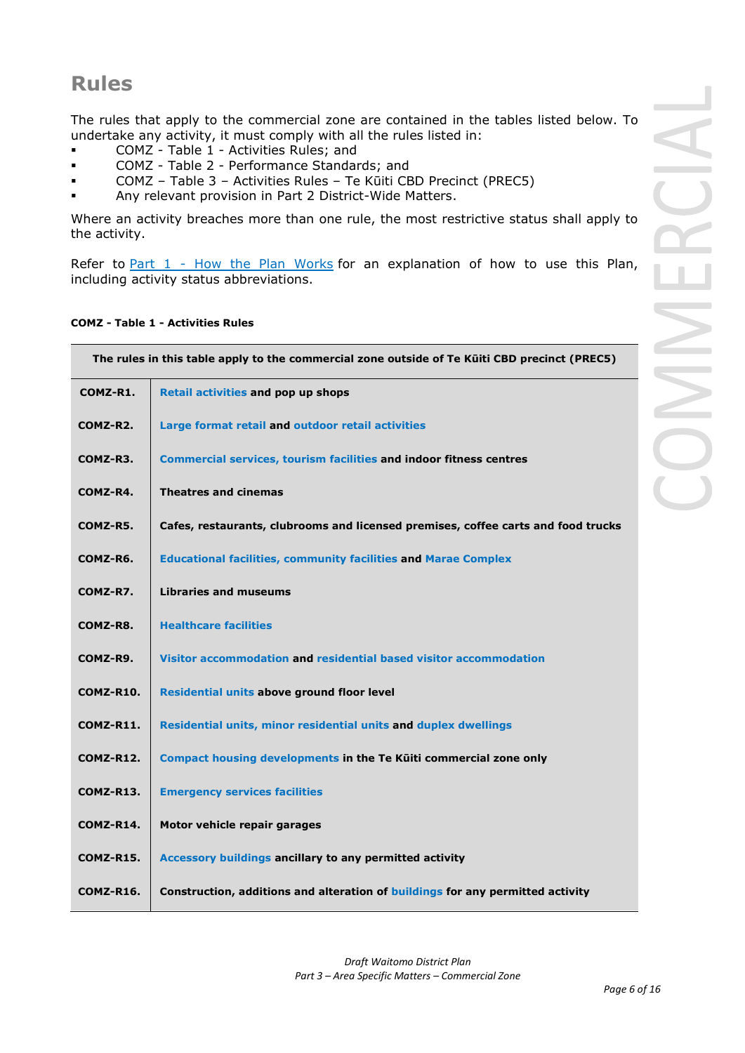## Rules

The rules that apply to the commercial zone are contained in the tables listed below. To undertake any activity, it must comply with all the rules listed in:

- COMZ - Table 1 - Activities Rules; and
- COMZ - Table 2 - Performance Standards; and
- COMZ – Table 3 – Activities Rules – Te Kūiti CBD Precinct (PREC5)
- Any relevant provision in Part 2 District-Wide Matters.

Where an activity breaches more than one rule, the most restrictive status shall apply to the activity.

Refer to Part 1 - How the Plan Works for an explanation of how to use this Plan, including activity status abbreviations.

**COMZ - Table 1 - Activities Rules**

| The rules in this table apply to the commercial zone outside of Te Kūiti CBD precinct (PREC5) | |
|---|---|
| **COMZ-R1.** | **Retail activities and pop up shops** |
| **COMZ-R2.** | **Large format retail and outdoor retail activities** |
| **COMZ-R3.** | **Commercial services, tourism facilities and indoor fitness centres** |
| **COMZ-R4.** | **Theatres and cinemas** |
| **COMZ-R5.** | **Cafes, restaurants, clubrooms and licensed premises, coffee carts and food trucks** |
| **COMZ-R6.** | **Educational facilities, community facilities and Marae Complex** |
| **COMZ-R7.** | **Libraries and museums** |
| **COMZ-R8.** | **Healthcare facilities** |
| **COMZ-R9.** | **Visitor accommodation and residential based visitor accommodation** |
| **COMZ-R10.** | **Residential units above ground floor level** |
| **COMZ-R11.** | **Residential units, minor residential units and duplex dwellings** |
| **COMZ-R12.** | **Compact housing developments in the Te Kūiti commercial zone only** |
| **COMZ-R13.** | **Emergency services facilities** |
| **COMZ-R14.** | **Motor vehicle repair garages** |
| **COMZ-R15.** | **Accessory buildings ancillary to any permitted activity** |
| **COMZ-R16.** | **Construction, additions and alteration of buildings for any permitted activity** |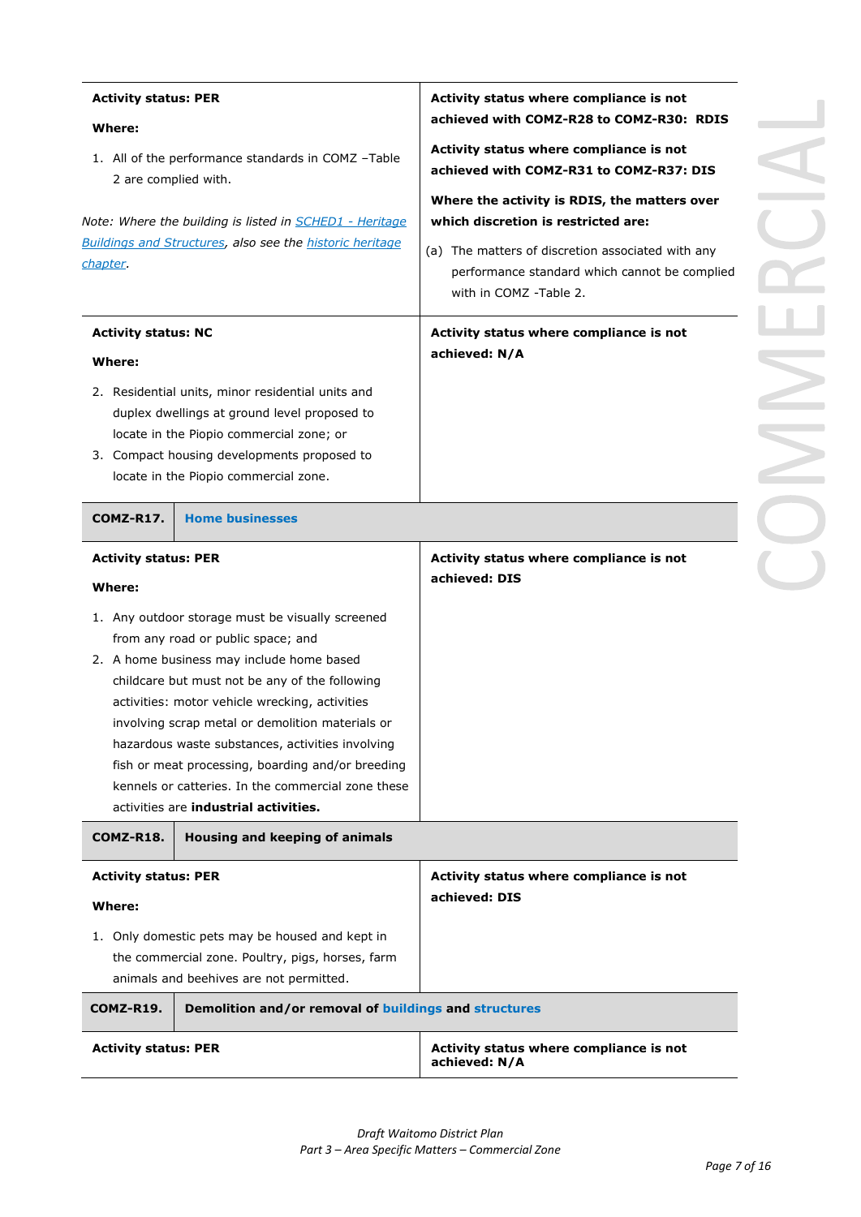| | |
|---|---|
| **Activity status: PER**<br><br>**Where:**<br><br>1. All of the performance standards in COMZ –Table 2 are complied with.<br><br>*Note: Where the building is listed in [SCHED1 - Heritage Buildings and Structures](), also see the [historic heritage chapter]().* | **Activity status where compliance is not achieved with COMZ-R28 to COMZ-R30: RDIS**<br><br>**Activity status where compliance is not achieved with COMZ-R31 to COMZ-R37: DIS**<br><br>**Where the activity is RDIS, the matters over which discretion is restricted are:**<br><br>(a) The matters of discretion associated with any performance standard which cannot be complied with in COMZ -Table 2. |
| **Activity status: NC**<br><br>**Where:**<br><br>2. Residential units, minor residential units and duplex dwellings at ground level proposed to locate in the Piopio commercial zone; or<br>3. Compact housing developments proposed to locate in the Piopio commercial zone. | **Activity status where compliance is not achieved: N/A** |
| **COMZ-R17.** | **Home businesses** |
| **Activity status: PER**<br><br>**Where:**<br><br>1. Any outdoor storage must be visually screened from any road or public space; and<br>2. A home business may include home based childcare but must not be any of the following activities: motor vehicle wrecking, activities involving scrap metal or demolition materials or hazardous waste substances, activities involving fish or meat processing, boarding and/or breeding kennels or catteries. In the commercial zone these activities are **industrial activities.** | **Activity status where compliance is not achieved: DIS** |
| **COMZ-R18.** | **Housing and keeping of animals** |
| **Activity status: PER**<br><br>**Where:**<br><br>1. Only domestic pets may be housed and kept in the commercial zone. Poultry, pigs, horses, farm animals and beehives are not permitted. | **Activity status where compliance is not achieved: DIS** |
| **COMZ-R19.** | **Demolition and/or removal of buildings and structures** |
| **Activity status: PER** | **Activity status where compliance is not achieved: N/A** |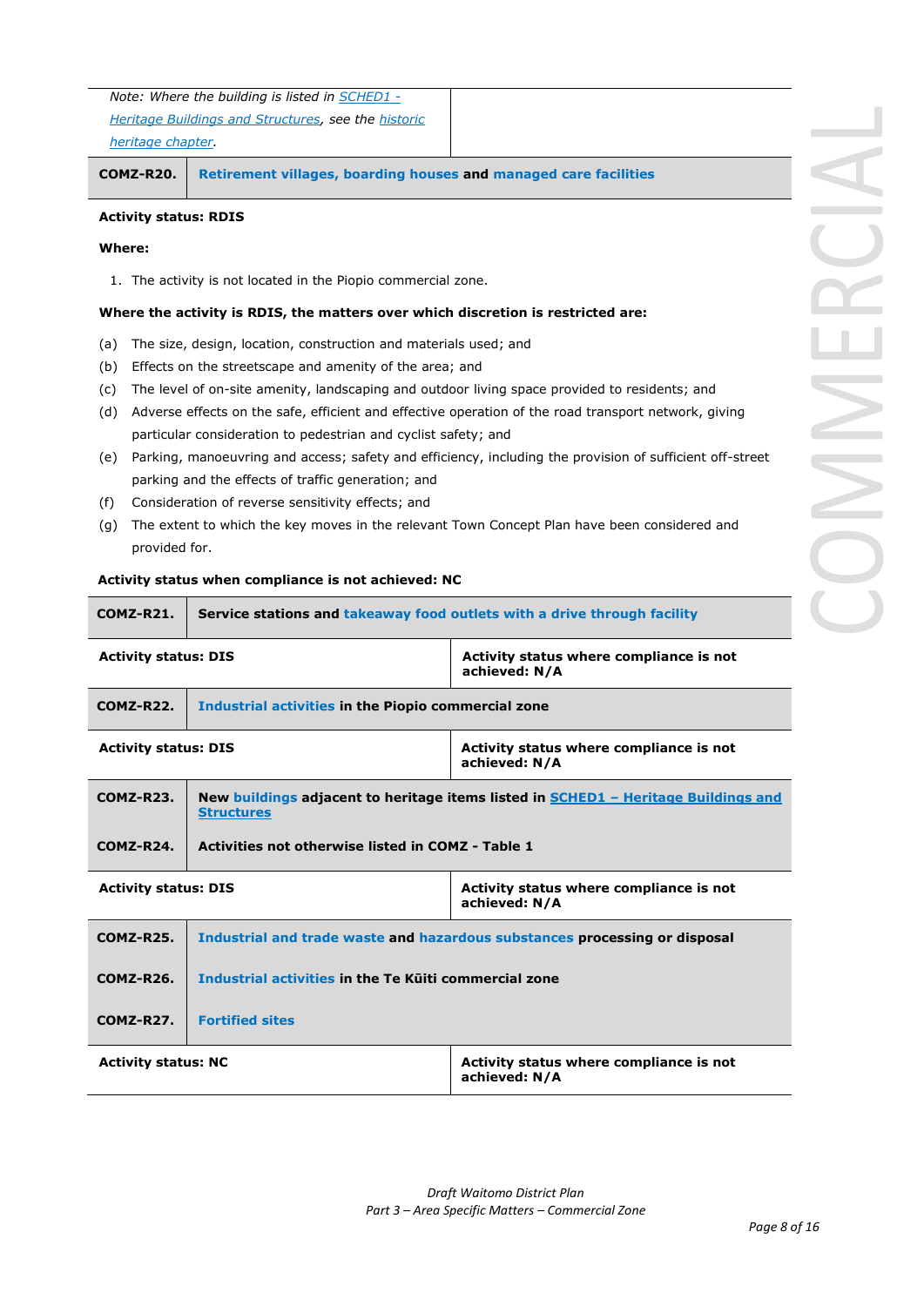| | |
|---|---|
| *Note: Where the building is listed in SCHED1 - Heritage Buildings and Structures, see the historic heritage chapter.* | |

| **COMZ-R20.** | **Retirement villages, boarding houses and managed care facilities** |
|---|---|

**Activity status: RDIS**

**Where:**

1. The activity is not located in the Piopio commercial zone.

**Where the activity is RDIS, the matters over which discretion is restricted are:**

(a) The size, design, location, construction and materials used; and

(b) Effects on the streetscape and amenity of the area; and

(c) The level of on-site amenity, landscaping and outdoor living space provided to residents; and

(d) Adverse effects on the safe, efficient and effective operation of the road transport network, giving particular consideration to pedestrian and cyclist safety; and

(e) Parking, manoeuvring and access; safety and efficiency, including the provision of sufficient off-street parking and the effects of traffic generation; and

(f) Consideration of reverse sensitivity effects; and

(g) The extent to which the key moves in the relevant Town Concept Plan have been considered and provided for.

**Activity status when compliance is not achieved: NC**

| **COMZ-R21.** | **Service stations and takeaway food outlets with a drive through facility** |
|---|---|
| **Activity status: DIS** | **Activity status where compliance is not achieved: N/A** |

| **COMZ-R22.** | **Industrial activities in the Piopio commercial zone** |
|---|---|
| **Activity status: DIS** | **Activity status where compliance is not achieved: N/A** |

| **COMZ-R23.** | **New buildings adjacent to heritage items listed in SCHED1 – Heritage Buildings and Structures** |
|---|---|
| **COMZ-R24.** | **Activities not otherwise listed in COMZ - Table 1** |
| **Activity status: DIS** | **Activity status where compliance is not achieved: N/A** |

| **COMZ-R25.** | **Industrial and trade waste and hazardous substances processing or disposal** |
|---|---|
| **COMZ-R26.** | **Industrial activities in the Te Kūiti commercial zone** |
| **COMZ-R27.** | **Fortified sites** |
| **Activity status: NC** | **Activity status where compliance is not achieved: N/A** |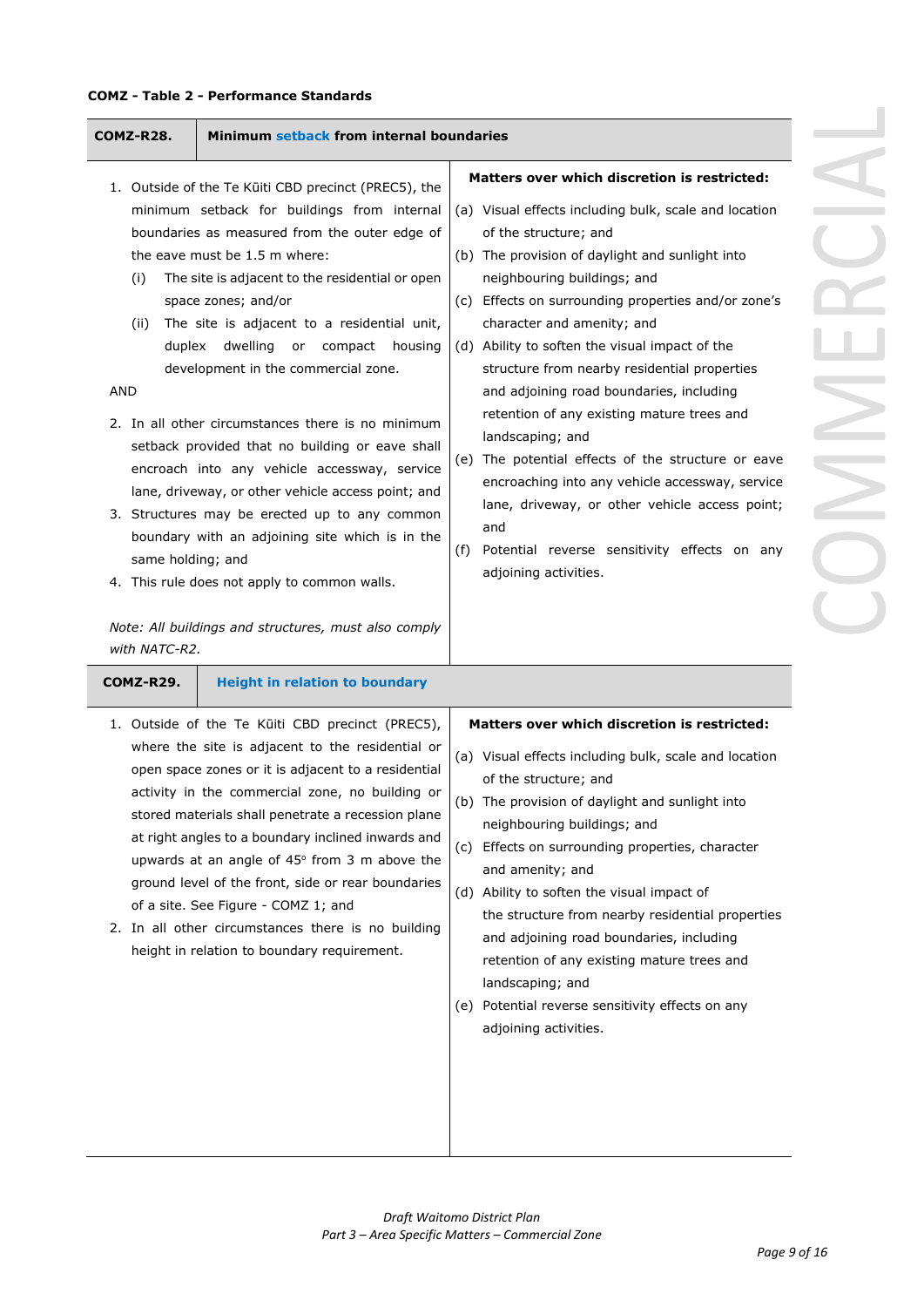**COMZ - Table 2 - Performance Standards**

| **COMZ-R28.** | **Minimum setback from internal boundaries** |
|---|---|
| 1. Outside of the Te Kūiti CBD precinct (PREC5), the minimum setback for buildings from internal boundaries as measured from the outer edge of the eave must be 1.5 m where:<br>(i) The site is adjacent to the residential or open space zones; and/or<br>(ii) The site is adjacent to a residential unit, duplex dwelling or compact housing development in the commercial zone.<br>AND<br>2. In all other circumstances there is no minimum setback provided that no building or eave shall encroach into any vehicle accessway, service lane, driveway, or other vehicle access point; and<br>3. Structures may be erected up to any common boundary with an adjoining site which is in the same holding; and<br>4. This rule does not apply to common walls.<br><br>*Note: All buildings and structures, must also comply with NATC-R2.* | **Matters over which discretion is restricted:**<br>(a) Visual effects including bulk, scale and location of the structure; and<br>(b) The provision of daylight and sunlight into neighbouring buildings; and<br>(c) Effects on surrounding properties and/or zone's character and amenity; and<br>(d) Ability to soften the visual impact of the structure from nearby residential properties and adjoining road boundaries, including retention of any existing mature trees and landscaping; and<br>(e) The potential effects of the structure or eave encroaching into any vehicle accessway, service lane, driveway, or other vehicle access point; and<br>(f) Potential reverse sensitivity effects on any adjoining activities. |
| **COMZ-R29.** | **Height in relation to boundary** |
| 1. Outside of the Te Kūiti CBD precinct (PREC5), where the site is adjacent to the residential or open space zones or it is adjacent to a residential activity in the commercial zone, no building or stored materials shall penetrate a recession plane at right angles to a boundary inclined inwards and upwards at an angle of 45° from 3 m above the ground level of the front, side or rear boundaries of a site. See Figure - COMZ 1; and<br>2. In all other circumstances there is no building height in relation to boundary requirement. | **Matters over which discretion is restricted:**<br>(a) Visual effects including bulk, scale and location of the structure; and<br>(b) The provision of daylight and sunlight into neighbouring buildings; and<br>(c) Effects on surrounding properties, character and amenity; and<br>(d) Ability to soften the visual impact of the structure from nearby residential properties and adjoining road boundaries, including retention of any existing mature trees and landscaping; and<br>(e) Potential reverse sensitivity effects on any adjoining activities. |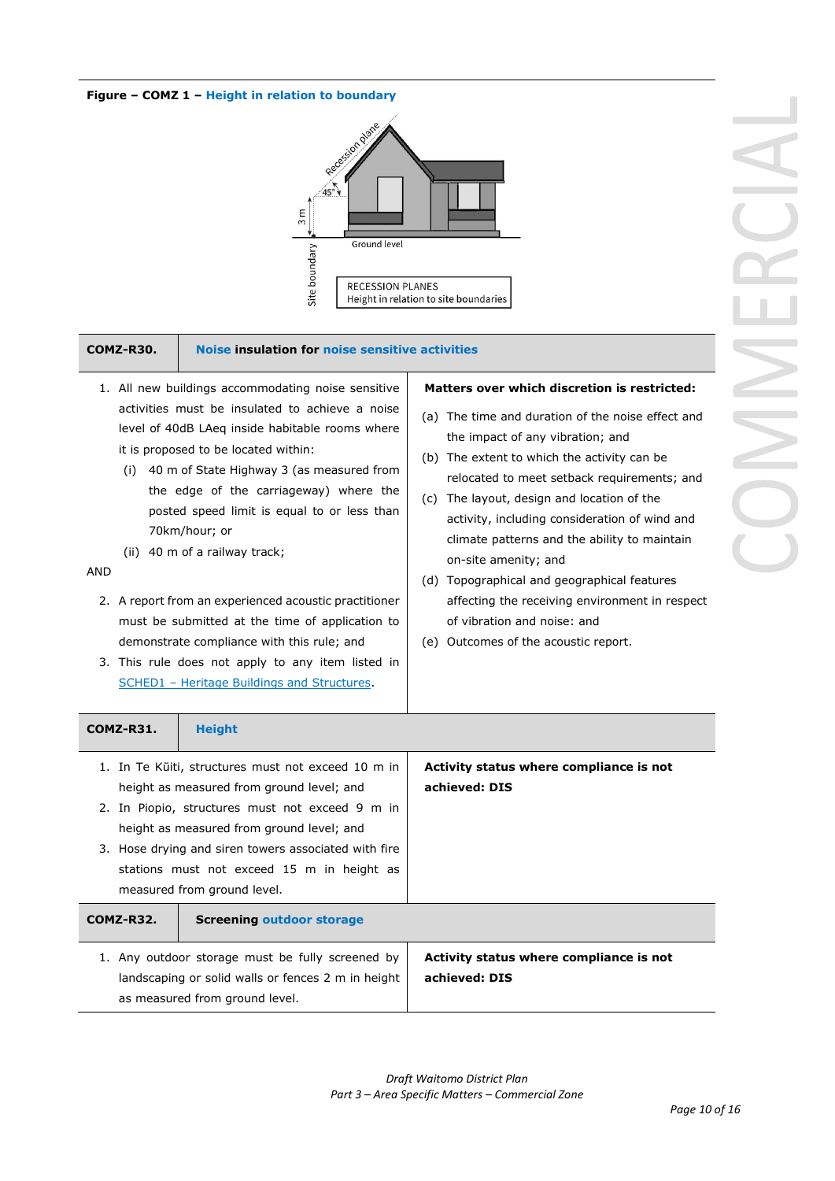**Figure – COMZ 1 – Height in relation to boundary**

| COMZ-R30. | Noise insulation for noise sensitive activities |
|---|---|
| 1. All new buildings accommodating noise sensitive activities must be insulated to achieve a noise level of 40dB LAeq inside habitable rooms where it is proposed to be located within:<br>(i) 40 m of State Highway 3 (as measured from the edge of the carriageway) where the posted speed limit is equal to or less than 70km/hour; or<br>(ii) 40 m of a railway track;<br>AND<br>2. A report from an experienced acoustic practitioner must be submitted at the time of application to demonstrate compliance with this rule; and<br>3. This rule does not apply to any item listed in SCHED1 – Heritage Buildings and Structures. | **Matters over which discretion is restricted:**<br>(a) The time and duration of the noise effect and the impact of any vibration; and<br>(b) The extent to which the activity can be relocated to meet setback requirements; and<br>(c) The layout, design and location of the activity, including consideration of wind and climate patterns and the ability to maintain on-site amenity; and<br>(d) Topographical and geographical features affecting the receiving environment in respect of vibration and noise: and<br>(e) Outcomes of the acoustic report. |

| COMZ-R31. | Height |
|---|---|
| 1. In Te Kūiti, structures must not exceed 10 m in height as measured from ground level; and<br>2. In Piopio, structures must not exceed 9 m in height as measured from ground level; and<br>3. Hose drying and siren towers associated with fire stations must not exceed 15 m in height as measured from ground level. | **Activity status where compliance is not achieved: DIS** |

| COMZ-R32. | Screening outdoor storage |
|---|---|
| 1. Any outdoor storage must be fully screened by landscaping or solid walls or fences 2 m in height as measured from ground level. | **Activity status where compliance is not achieved: DIS** |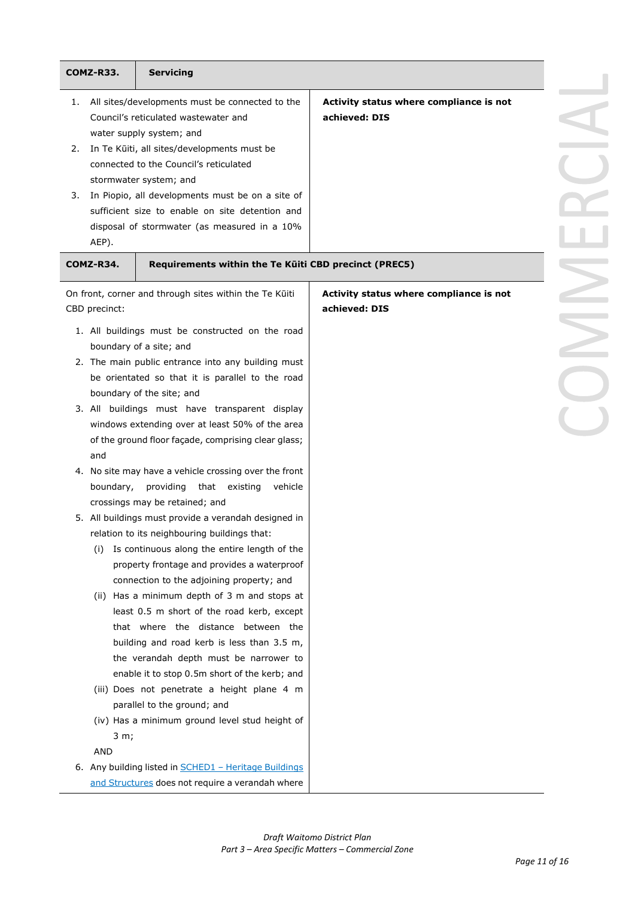| COMZ-R33. | Servicing |
| --- | --- |
| 1. All sites/developments must be connected to the Council's reticulated wastewater and water supply system; and<br>2. In Te Kūiti, all sites/developments must be connected to the Council's reticulated stormwater system; and<br>3. In Piopio, all developments must be on a site of sufficient size to enable on site detention and disposal of stormwater (as measured in a 10% AEP). | **Activity status where compliance is not achieved: DIS** |

| COMZ-R34. | Requirements within the Te Kūiti CBD precinct (PREC5) |
| --- | --- |
| On front, corner and through sites within the Te Kūiti CBD precinct:<br>1. All buildings must be constructed on the road boundary of a site; and<br>2. The main public entrance into any building must be orientated so that it is parallel to the road boundary of the site; and<br>3. All buildings must have transparent display windows extending over at least 50% of the area of the ground floor façade, comprising clear glass; and<br>4. No site may have a vehicle crossing over the front boundary, providing that existing vehicle crossings may be retained; and<br>5. All buildings must provide a verandah designed in relation to its neighbouring buildings that:<br>(i) Is continuous along the entire length of the property frontage and provides a waterproof connection to the adjoining property; and<br>(ii) Has a minimum depth of 3 m and stops at least 0.5 m short of the road kerb, except that where the distance between the building and road kerb is less than 3.5 m, the verandah depth must be narrower to enable it to stop 0.5m short of the kerb; and<br>(iii) Does not penetrate a height plane 4 m parallel to the ground; and<br>(iv) Has a minimum ground level stud height of 3 m;<br>AND<br>6. Any building listed in [SCHED1 – Heritage Buildings and Structures]() does not require a verandah where | **Activity status where compliance is not achieved: DIS** |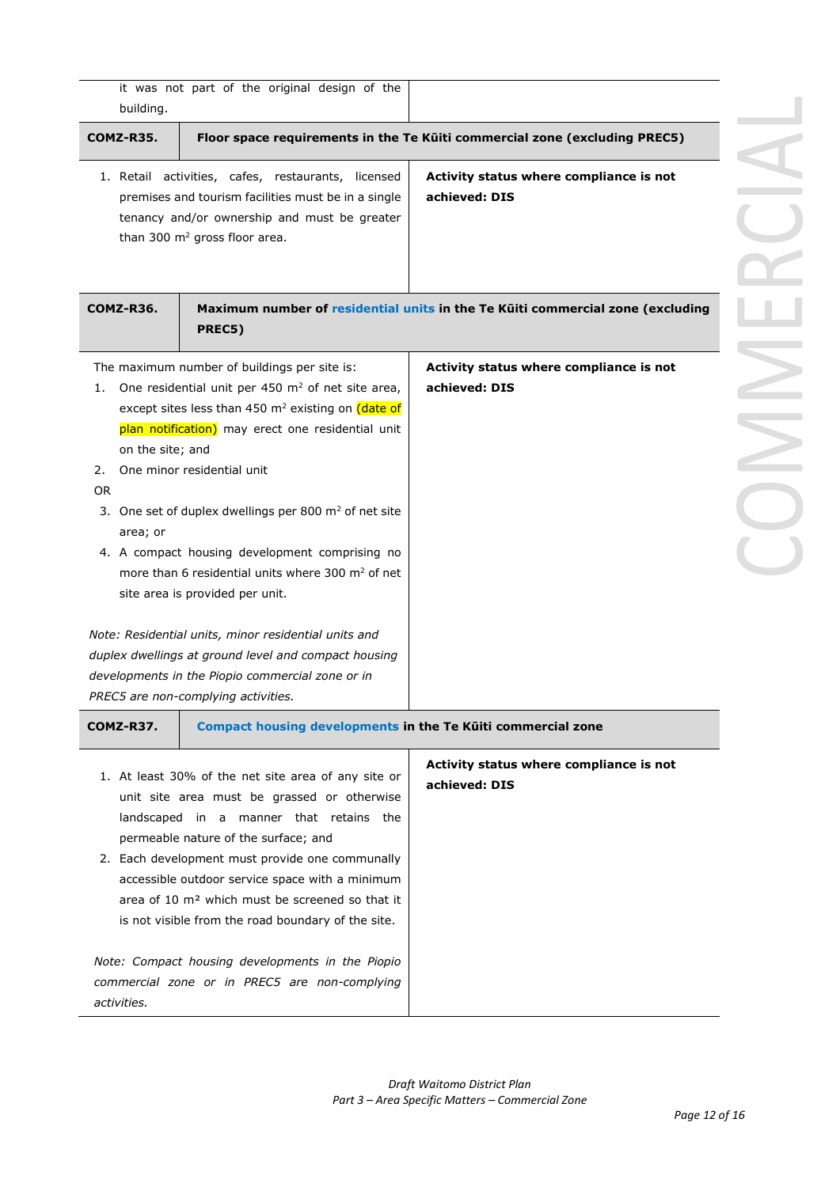| | |
|---|---|
| it was not part of the original design of the building. | |

| **COMZ-R35.** | **Floor space requirements in the Te Kūiti commercial zone (excluding PREC5)** |
|---|---|
| 1. Retail activities, cafes, restaurants, licensed premises and tourism facilities must be in a single tenancy and/or ownership and must be greater than 300 m² gross floor area. | **Activity status where compliance is not achieved: DIS** |

| **COMZ-R36.** | **Maximum number of residential units in the Te Kūiti commercial zone (excluding PREC5)** |
|---|---|
| The maximum number of buildings per site is:<br>1. One residential unit per 450 m² of net site area, except sites less than 450 m² existing on (date of plan notification) may erect one residential unit on the site; and<br>2. One minor residential unit<br>OR<br>3. One set of duplex dwellings per 800 m² of net site area; or<br>4. A compact housing development comprising no more than 6 residential units where 300 m² of net site area is provided per unit.<br><br>*Note: Residential units, minor residential units and duplex dwellings at ground level and compact housing developments in the Piopio commercial zone or in PREC5 are non-complying activities.* | **Activity status where compliance is not achieved: DIS** |

| **COMZ-R37.** | **Compact housing developments in the Te Kūiti commercial zone** |
|---|---|
| 1. At least 30% of the net site area of any site or unit site area must be grassed or otherwise landscaped in a manner that retains the permeable nature of the surface; and<br>2. Each development must provide one communally accessible outdoor service space with a minimum area of 10 m² which must be screened so that it is not visible from the road boundary of the site.<br><br>*Note: Compact housing developments in the Piopio commercial zone or in PREC5 are non-complying activities.* | **Activity status where compliance is not achieved: DIS** |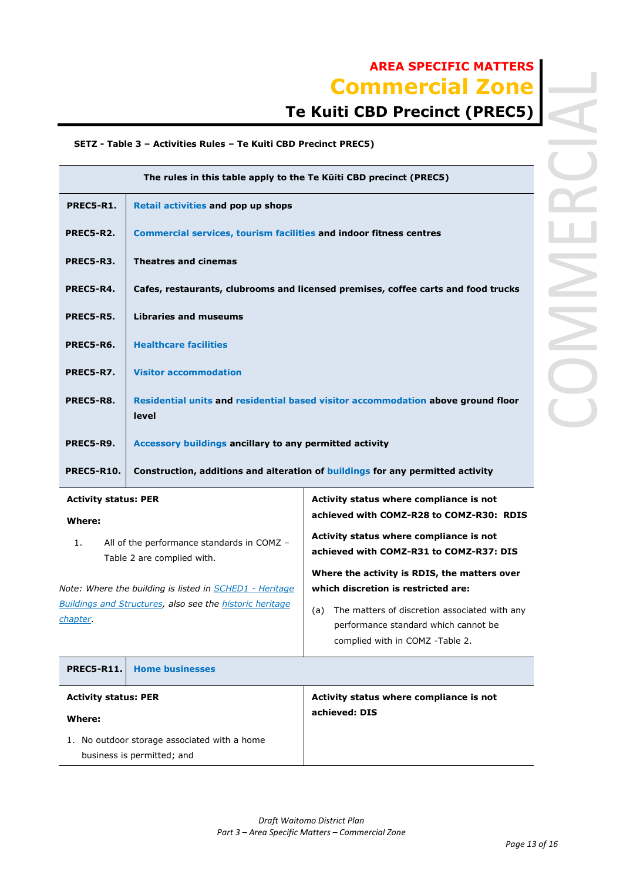**AREA SPECIFIC MATTERS**

# Commercial Zone

## Te Kuiti CBD Precinct (PREC5)

**SETZ - Table 3 – Activities Rules – Te Kuiti CBD Precinct PREC5)**

| The rules in this table apply to the Te Kūiti CBD precinct (PREC5) | |
|---|---|
| **PREC5-R1.** | **Retail activities and pop up shops** |
| **PREC5-R2.** | **Commercial services, tourism facilities and indoor fitness centres** |
| **PREC5-R3.** | **Theatres and cinemas** |
| **PREC5-R4.** | **Cafes, restaurants, clubrooms and licensed premises, coffee carts and food trucks** |
| **PREC5-R5.** | **Libraries and museums** |
| **PREC5-R6.** | **Healthcare facilities** |
| **PREC5-R7.** | **Visitor accommodation** |
| **PREC5-R8.** | **Residential units and residential based visitor accommodation above ground floor level** |
| **PREC5-R9.** | **Accessory buildings ancillary to any permitted activity** |
| **PREC5-R10.** | **Construction, additions and alteration of buildings for any permitted activity** |

| **Activity status: PER** | **Activity status where compliance is not achieved with COMZ-R28 to COMZ-R30: RDIS** |
|---|---|
| **Where:**<br>1. All of the performance standards in COMZ – Table 2 are complied with.<br><br>*Note: Where the building is listed in SCHED1 - Heritage Buildings and Structures, also see the historic heritage chapter.* | **Activity status where compliance is not achieved with COMZ-R31 to COMZ-R37: DIS**<br><br>**Where the activity is RDIS, the matters over which discretion is restricted are:**<br>(a) The matters of discretion associated with any performance standard which cannot be complied with in COMZ -Table 2. |

| **PREC5-R11.** | **Home businesses** |
|---|---|
| **Activity status: PER**<br>**Where:**<br>1. No outdoor storage associated with a home business is permitted; and | **Activity status where compliance is not achieved: DIS** |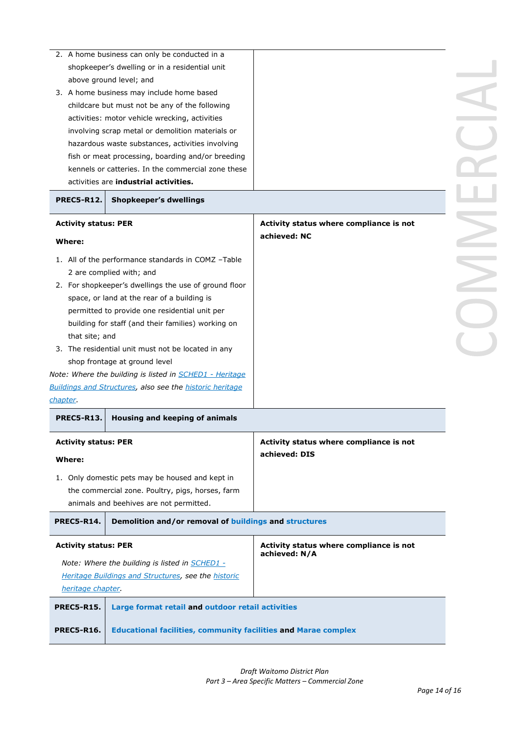| | |
|---|---|
| 2. A home business can only be conducted in a shopkeeper's dwelling or in a residential unit above ground level; and<br>3. A home business may include home based childcare but must not be any of the following activities: motor vehicle wrecking, activities involving scrap metal or demolition materials or hazardous waste substances, activities involving fish or meat processing, boarding and/or breeding kennels or catteries. In the commercial zone these activities are **industrial activities.** | |
| **PREC5-R12. Shopkeeper's dwellings** | |
| **Activity status: PER**<br>**Where:**<br>1. All of the performance standards in COMZ –Table 2 are complied with; and<br>2. For shopkeeper's dwellings the use of ground floor space, or land at the rear of a building is permitted to provide one residential unit per building for staff (and their families) working on that site; and<br>3. The residential unit must not be located in any shop frontage at ground level<br>*Note: Where the building is listed in SCHED1 - Heritage Buildings and Structures, also see the historic heritage chapter.* | **Activity status where compliance is not achieved: NC** |
| **PREC5-R13. Housing and keeping of animals** | |
| **Activity status: PER**<br>**Where:**<br>1. Only domestic pets may be housed and kept in the commercial zone. Poultry, pigs, horses, farm animals and beehives are not permitted. | **Activity status where compliance is not achieved: DIS** |
| **PREC5-R14. Demolition and/or removal of buildings and structures** | |
| **Activity status: PER**<br>*Note: Where the building is listed in SCHED1 - Heritage Buildings and Structures, see the historic heritage chapter.* | **Activity status where compliance is not achieved: N/A** |
| **PREC5-R15. Large format retail and outdoor retail activities** | |
| **PREC5-R16. Educational facilities, community facilities and Marae complex** | |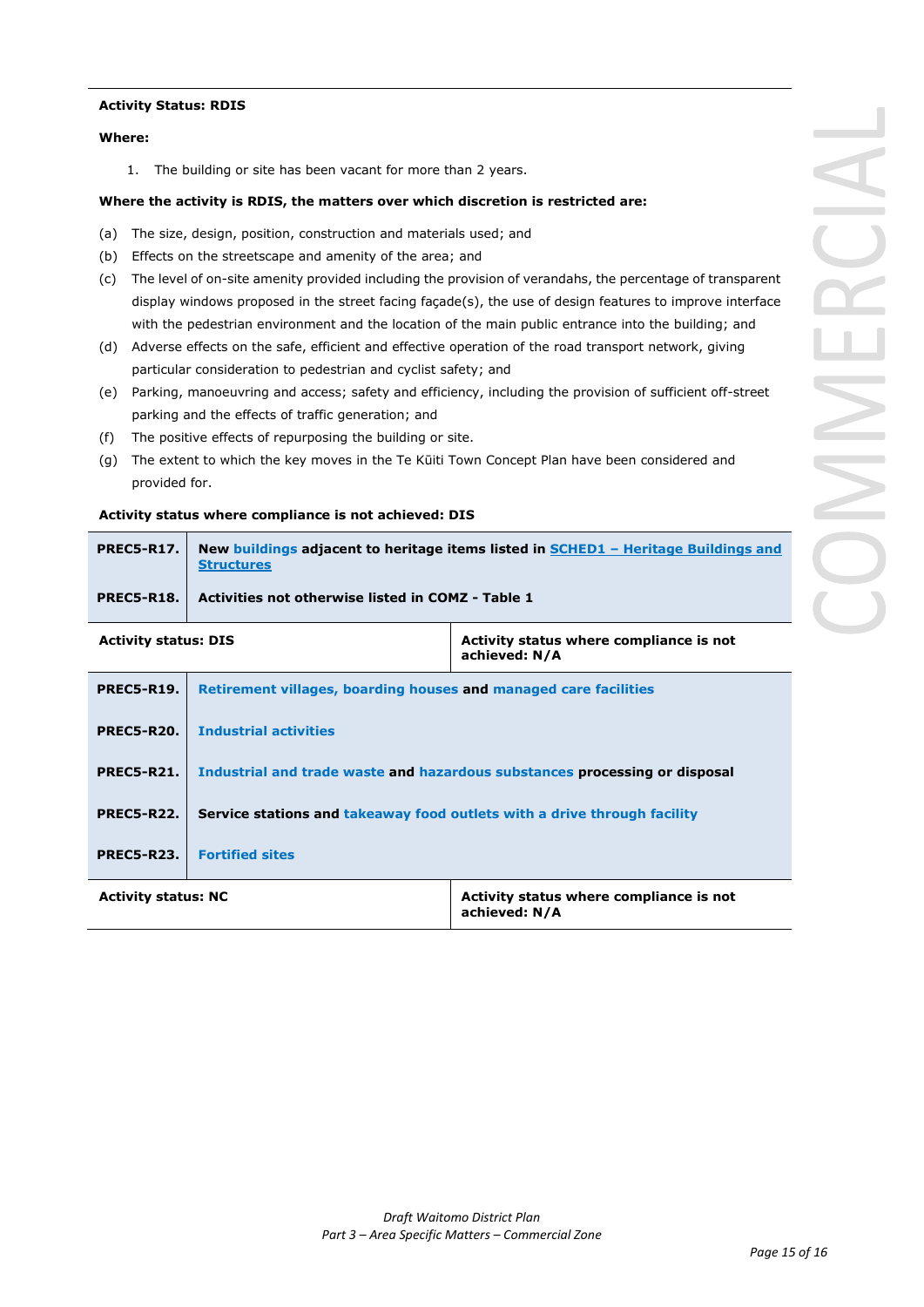**Activity Status: RDIS**

**Where:**

1. The building or site has been vacant for more than 2 years.

**Where the activity is RDIS, the matters over which discretion is restricted are:**

(a) The size, design, position, construction and materials used; and

(b) Effects on the streetscape and amenity of the area; and

(c) The level of on-site amenity provided including the provision of verandahs, the percentage of transparent display windows proposed in the street facing façade(s), the use of design features to improve interface with the pedestrian environment and the location of the main public entrance into the building; and

(d) Adverse effects on the safe, efficient and effective operation of the road transport network, giving particular consideration to pedestrian and cyclist safety; and

(e) Parking, manoeuvring and access; safety and efficiency, including the provision of sufficient off-street parking and the effects of traffic generation; and

(f) The positive effects of repurposing the building or site.

(g) The extent to which the key moves in the Te Kūiti Town Concept Plan have been considered and provided for.

**Activity status where compliance is not achieved: DIS**

| | |
|---|---|
| **PREC5-R17.** | **New buildings adjacent to heritage items listed in SCHED1 – Heritage Buildings and Structures** |
| **PREC5-R18.** | **Activities not otherwise listed in COMZ - Table 1** |
| **Activity status: DIS** | **Activity status where compliance is not achieved: N/A** |
| **PREC5-R19.** | **Retirement villages, boarding houses and managed care facilities** |
| **PREC5-R20.** | **Industrial activities** |
| **PREC5-R21.** | **Industrial and trade waste and hazardous substances processing or disposal** |
| **PREC5-R22.** | **Service stations and takeaway food outlets with a drive through facility** |
| **PREC5-R23.** | **Fortified sites** |
| **Activity status: NC** | **Activity status where compliance is not achieved: N/A** |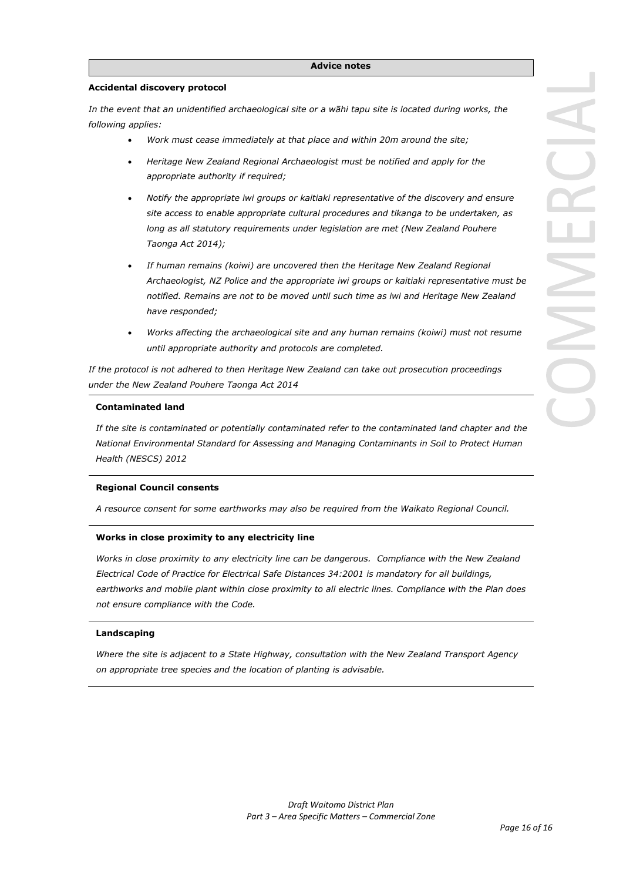## Advice notes

**Accidental discovery protocol**

*In the event that an unidentified archaeological site or a wāhi tapu site is located during works, the following applies:*

- *Work must cease immediately at that place and within 20m around the site;*
- *Heritage New Zealand Regional Archaeologist must be notified and apply for the appropriate authority if required;*
- *Notify the appropriate iwi groups or kaitiaki representative of the discovery and ensure site access to enable appropriate cultural procedures and tikanga to be undertaken, as long as all statutory requirements under legislation are met (New Zealand Pouhere Taonga Act 2014);*
- *If human remains (koiwi) are uncovered then the Heritage New Zealand Regional Archaeologist, NZ Police and the appropriate iwi groups or kaitiaki representative must be notified. Remains are not to be moved until such time as iwi and Heritage New Zealand have responded;*
- *Works affecting the archaeological site and any human remains (koiwi) must not resume until appropriate authority and protocols are completed.*

*If the protocol is not adhered to then Heritage New Zealand can take out prosecution proceedings under the New Zealand Pouhere Taonga Act 2014*

**Contaminated land**

*If the site is contaminated or potentially contaminated refer to the contaminated land chapter and the National Environmental Standard for Assessing and Managing Contaminants in Soil to Protect Human Health (NESCS) 2012*

**Regional Council consents**

*A resource consent for some earthworks may also be required from the Waikato Regional Council.*

**Works in close proximity to any electricity line**

*Works in close proximity to any electricity line can be dangerous. Compliance with the New Zealand Electrical Code of Practice for Electrical Safe Distances 34:2001 is mandatory for all buildings, earthworks and mobile plant within close proximity to all electric lines. Compliance with the Plan does not ensure compliance with the Code.*

**Landscaping**

*Where the site is adjacent to a State Highway, consultation with the New Zealand Transport Agency on appropriate tree species and the location of planting is advisable.*